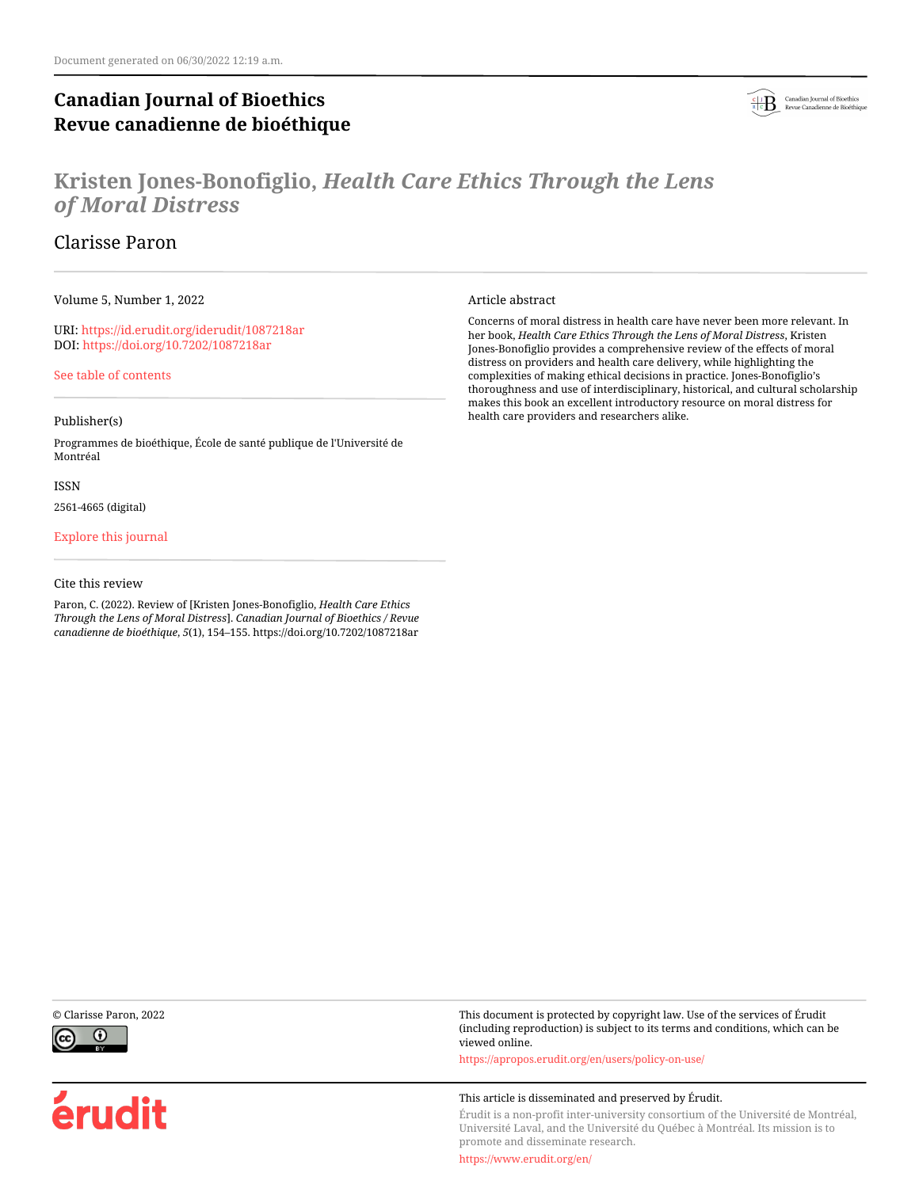Document generated on 06/30/2022 12:19 a.m.

# Canadian Journal of Bioethics
# Revue canadienne de bioéthique

## Kristen Jones-Bonofiglio, *Health Care Ethics Through the Lens of Moral Distress*

Clarisse Paron

Volume 5, Number 1, 2022

URI: https://id.erudit.org/iderudit/1087218ar
DOI: https://doi.org/10.7202/1087218ar

See table of contents

Publisher(s)

Programmes de bioéthique, École de santé publique de l'Université de Montréal

ISSN

2561-4665 (digital)

Explore this journal

Cite this review

Paron, C. (2022). Review of [Kristen Jones-Bonofiglio, *Health Care Ethics Through the Lens of Moral Distress*]. *Canadian Journal of Bioethics / Revue canadienne de bioéthique*, *5*(1), 154–155. https://doi.org/10.7202/1087218ar

Article abstract

Concerns of moral distress in health care have never been more relevant. In her book, *Health Care Ethics Through the Lens of Moral Distress*, Kristen Jones-Bonofiglio provides a comprehensive review of the effects of moral distress on providers and health care delivery, while highlighting the complexities of making ethical decisions in practice. Jones-Bonofiglio's thoroughness and use of interdisciplinary, historical, and cultural scholarship makes this book an excellent introductory resource on moral distress for health care providers and researchers alike.

© Clarisse Paron, 2022

This document is protected by copyright law. Use of the services of Érudit (including reproduction) is subject to its terms and conditions, which can be viewed online.

https://apropos.erudit.org/en/users/policy-on-use/

This article is disseminated and preserved by Érudit.

Érudit is a non-profit inter-university consortium of the Université de Montréal, Université Laval, and the Université du Québec à Montréal. Its mission is to promote and disseminate research.

https://www.erudit.org/en/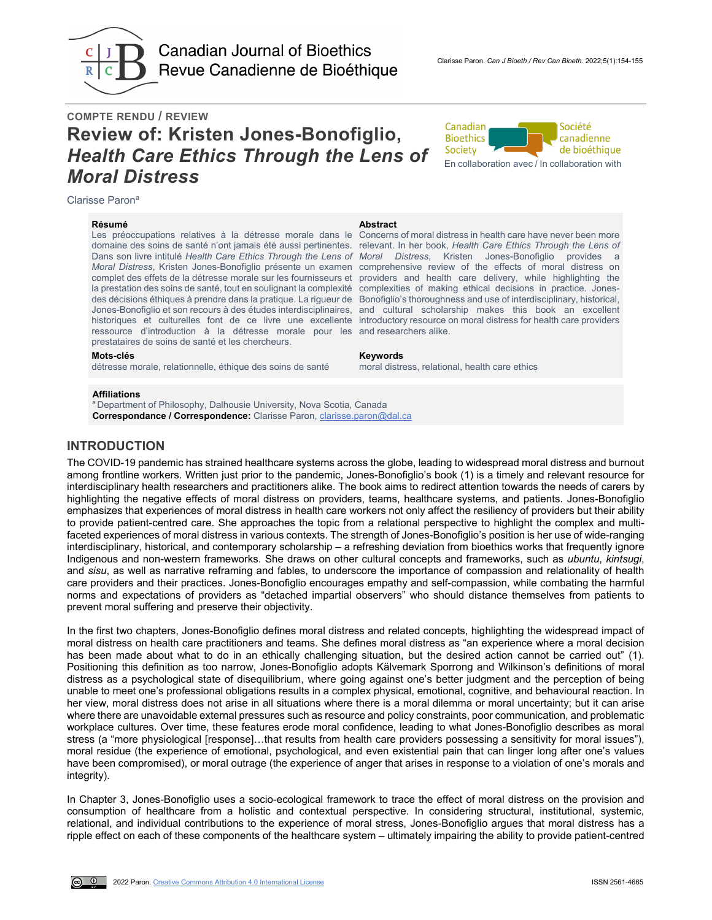# Review of: Kristen Jones-Bonofiglio, *Health Care Ethics Through the Lens of Moral Distress*

Clarisse Paron[a]

**Résumé**

Les préoccupations relatives à la détresse morale dans le domaine des soins de santé n'ont jamais été aussi pertinentes. Dans son livre intitulé *Health Care Ethics Through the Lens of Moral Distress*, Kristen Jones-Bonofiglio présente un examen complet des effets de la détresse morale sur les fournisseurs et la prestation des soins de santé, tout en soulignant la complexité des décisions éthiques à prendre dans la pratique. La rigueur de Jones-Bonofiglio et son recours à des études interdisciplinaires, historiques et culturelles font de ce livre une excellente ressource d'introduction à la détresse morale pour les prestataires de soins de santé et les chercheurs.

**Mots-clés**

détresse morale, relationnelle, éthique des soins de santé

**Abstract**

Concerns of moral distress in health care have never been more relevant. In her book, *Health Care Ethics Through the Lens of Moral Distress*, Kristen Jones-Bonofiglio provides a comprehensive review of the effects of moral distress on providers and health care delivery, while highlighting the complexities of making ethical decisions in practice. Jones-Bonofiglio's thoroughness and use of interdisciplinary, historical, and cultural scholarship makes this book an excellent introductory resource on moral distress for health care providers and researchers alike.

**Keywords**

moral distress, relational, health care ethics

**Affiliations**

[a] Department of Philosophy, Dalhousie University, Nova Scotia, Canada

**Correspondance / Correspondence:** Clarisse Paron, clarisse.paron@dal.ca

## INTRODUCTION

The COVID-19 pandemic has strained healthcare systems across the globe, leading to widespread moral distress and burnout among frontline workers. Written just prior to the pandemic, Jones-Bonofiglio's book (1) is a timely and relevant resource for interdisciplinary health researchers and practitioners alike. The book aims to redirect attention towards the needs of carers by highlighting the negative effects of moral distress on providers, teams, healthcare systems, and patients. Jones-Bonofiglio emphasizes that experiences of moral distress in health care workers not only affect the resiliency of providers but their ability to provide patient-centred care. She approaches the topic from a relational perspective to highlight the complex and multi-faceted experiences of moral distress in various contexts. The strength of Jones-Bonofiglio's position is her use of wide-ranging interdisciplinary, historical, and contemporary scholarship – a refreshing deviation from bioethics works that frequently ignore Indigenous and non-western frameworks. She draws on other cultural concepts and frameworks, such as *ubuntu*, *kintsugi*, and *sisu*, as well as narrative reframing and fables, to underscore the importance of compassion and relationality of health care providers and their practices. Jones-Bonofiglio encourages empathy and self-compassion, while combating the harmful norms and expectations of providers as "detached impartial observers" who should distance themselves from patients to prevent moral suffering and preserve their objectivity.

In the first two chapters, Jones-Bonofiglio defines moral distress and related concepts, highlighting the widespread impact of moral distress on health care practitioners and teams. She defines moral distress as "an experience where a moral decision has been made about what to do in an ethically challenging situation, but the desired action cannot be carried out" (1). Positioning this definition as too narrow, Jones-Bonofiglio adopts Kälvemark Sporrong and Wilkinson's definitions of moral distress as a psychological state of disequilibrium, where going against one's better judgment and the perception of being unable to meet one's professional obligations results in a complex physical, emotional, cognitive, and behavioural reaction. In her view, moral distress does not arise in all situations where there is a moral dilemma or moral uncertainty; but it can arise where there are unavoidable external pressures such as resource and policy constraints, poor communication, and problematic workplace cultures. Over time, these features erode moral confidence, leading to what Jones-Bonofiglio describes as moral stress (a "more physiological [response]…that results from health care providers possessing a sensitivity for moral issues"), moral residue (the experience of emotional, psychological, and even existential pain that can linger long after one's values have been compromised), or moral outrage (the experience of anger that arises in response to a violation of one's morals and integrity).

In Chapter 3, Jones-Bonofiglio uses a socio-ecological framework to trace the effect of moral distress on the provision and consumption of healthcare from a holistic and contextual perspective. In considering structural, institutional, systemic, relational, and individual contributions to the experience of moral stress, Jones-Bonofiglio argues that moral distress has a ripple effect on each of these components of the healthcare system – ultimately impairing the ability to provide patient-centred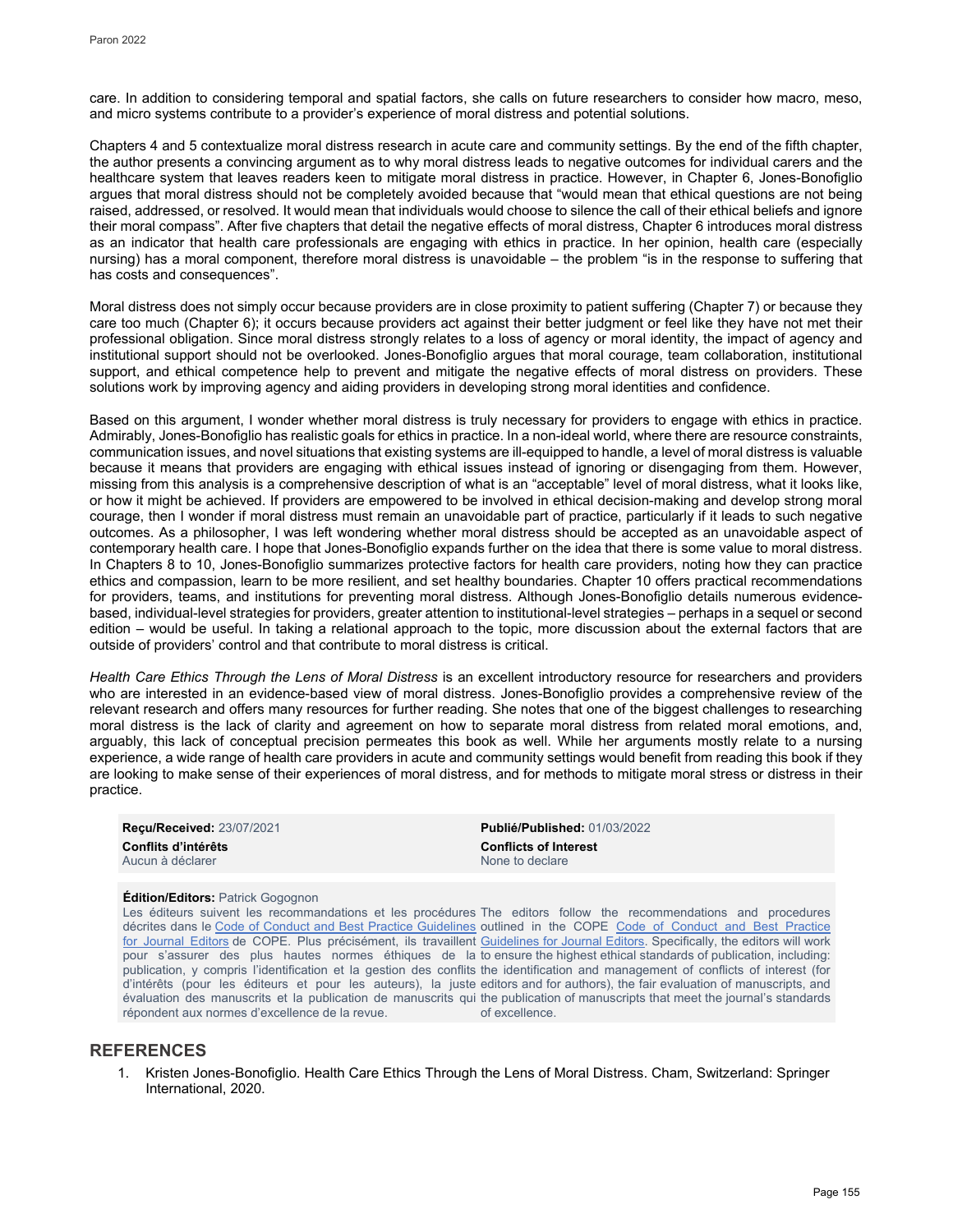care. In addition to considering temporal and spatial factors, she calls on future researchers to consider how macro, meso, and micro systems contribute to a provider's experience of moral distress and potential solutions.

Chapters 4 and 5 contextualize moral distress research in acute care and community settings. By the end of the fifth chapter, the author presents a convincing argument as to why moral distress leads to negative outcomes for individual carers and the healthcare system that leaves readers keen to mitigate moral distress in practice. However, in Chapter 6, Jones-Bonofiglio argues that moral distress should not be completely avoided because that "would mean that ethical questions are not being raised, addressed, or resolved. It would mean that individuals would choose to silence the call of their ethical beliefs and ignore their moral compass". After five chapters that detail the negative effects of moral distress, Chapter 6 introduces moral distress as an indicator that health care professionals are engaging with ethics in practice. In her opinion, health care (especially nursing) has a moral component, therefore moral distress is unavoidable – the problem "is in the response to suffering that has costs and consequences".

Moral distress does not simply occur because providers are in close proximity to patient suffering (Chapter 7) or because they care too much (Chapter 6); it occurs because providers act against their better judgment or feel like they have not met their professional obligation. Since moral distress strongly relates to a loss of agency or moral identity, the impact of agency and institutional support should not be overlooked. Jones-Bonofiglio argues that moral courage, team collaboration, institutional support, and ethical competence help to prevent and mitigate the negative effects of moral distress on providers. These solutions work by improving agency and aiding providers in developing strong moral identities and confidence.

Based on this argument, I wonder whether moral distress is truly necessary for providers to engage with ethics in practice. Admirably, Jones-Bonofiglio has realistic goals for ethics in practice. In a non-ideal world, where there are resource constraints, communication issues, and novel situations that existing systems are ill-equipped to handle, a level of moral distress is valuable because it means that providers are engaging with ethical issues instead of ignoring or disengaging from them. However, missing from this analysis is a comprehensive description of what is an "acceptable" level of moral distress, what it looks like, or how it might be achieved. If providers are empowered to be involved in ethical decision-making and develop strong moral courage, then I wonder if moral distress must remain an unavoidable part of practice, particularly if it leads to such negative outcomes. As a philosopher, I was left wondering whether moral distress should be accepted as an unavoidable aspect of contemporary health care. I hope that Jones-Bonofiglio expands further on the idea that there is some value to moral distress. In Chapters 8 to 10, Jones-Bonofiglio summarizes protective factors for health care providers, noting how they can practice ethics and compassion, learn to be more resilient, and set healthy boundaries. Chapter 10 offers practical recommendations for providers, teams, and institutions for preventing moral distress. Although Jones-Bonofiglio details numerous evidence-based, individual-level strategies for providers, greater attention to institutional-level strategies – perhaps in a sequel or second edition – would be useful. In taking a relational approach to the topic, more discussion about the external factors that are outside of providers' control and that contribute to moral distress is critical.

*Health Care Ethics Through the Lens of Moral Distress* is an excellent introductory resource for researchers and providers who are interested in an evidence-based view of moral distress. Jones-Bonofiglio provides a comprehensive review of the relevant research and offers many resources for further reading. She notes that one of the biggest challenges to researching moral distress is the lack of clarity and agreement on how to separate moral distress from related moral emotions, and, arguably, this lack of conceptual precision permeates this book as well. While her arguments mostly relate to a nursing experience, a wide range of health care providers in acute and community settings would benefit from reading this book if they are looking to make sense of their experiences of moral distress, and for methods to mitigate moral stress or distress in their practice.

**Reçu/Received:** 23/07/2021

**Publié/Published:** 01/03/2022

**Conflits d'intérêts**
Aucun à déclarer

**Conflicts of Interest**
None to declare

**Édition/Editors:** Patrick Gogognon

Les éditeurs suivent les recommandations et les procédures décrites dans le Code of Conduct and Best Practice Guidelines for Journal Editors de COPE. Plus précisément, ils travaillent pour s'assurer des plus hautes normes éthiques de la publication, y compris l'identification et la gestion des conflits d'intérêts (pour les éditeurs et pour les auteurs), la juste évaluation des manuscrits et la publication de manuscrits qui répondent aux normes d'excellence de la revue.

The editors follow the recommendations and procedures outlined in the COPE Code of Conduct and Best Practice Guidelines for Journal Editors. Specifically, the editors will work to ensure the highest ethical standards of publication, including: the identification and management of conflicts of interest (for editors and for authors), the fair evaluation of manuscripts, and the publication of manuscripts that meet the journal's standards of excellence.

## REFERENCES

1. Kristen Jones-Bonofiglio. Health Care Ethics Through the Lens of Moral Distress. Cham, Switzerland: Springer International, 2020.